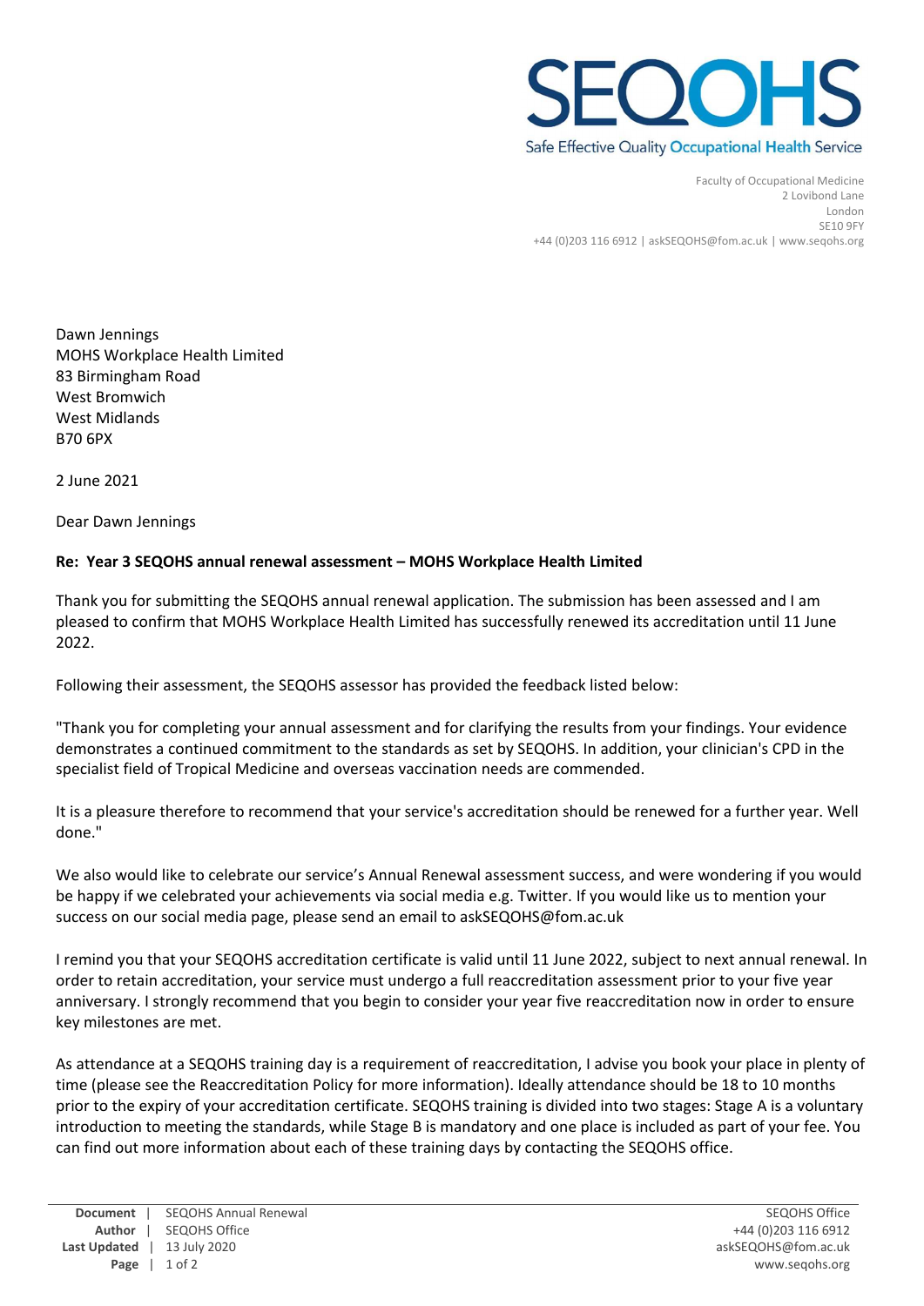SEQOHS

Safe Effective Quality Occupational Health Service

Faculty of Occupational Medicine
2 Lovibond Lane
London
SE10 9FY
+44 (0)203 116 6912 | askSEQOHS@fom.ac.uk | www.seqohs.org

Dawn Jennings
MOHS Workplace Health Limited
83 Birmingham Road
West Bromwich
West Midlands
B70 6PX

2 June 2021

Dear Dawn Jennings

**Re: Year 3 SEQOHS annual renewal assessment – MOHS Workplace Health Limited**

Thank you for submitting the SEQOHS annual renewal application. The submission has been assessed and I am pleased to confirm that MOHS Workplace Health Limited has successfully renewed its accreditation until 11 June 2022.

Following their assessment, the SEQOHS assessor has provided the feedback listed below:

"Thank you for completing your annual assessment and for clarifying the results from your findings. Your evidence demonstrates a continued commitment to the standards as set by SEQOHS. In addition, your clinician's CPD in the specialist field of Tropical Medicine and overseas vaccination needs are commended.

It is a pleasure therefore to recommend that your service's accreditation should be renewed for a further year. Well done."

We also would like to celebrate our service's Annual Renewal assessment success, and were wondering if you would be happy if we celebrated your achievements via social media e.g. Twitter. If you would like us to mention your success on our social media page, please send an email to askSEQOHS@fom.ac.uk

I remind you that your SEQOHS accreditation certificate is valid until 11 June 2022, subject to next annual renewal. In order to retain accreditation, your service must undergo a full reaccreditation assessment prior to your five year anniversary. I strongly recommend that you begin to consider your year five reaccreditation now in order to ensure key milestones are met.

As attendance at a SEQOHS training day is a requirement of reaccreditation, I advise you book your place in plenty of time (please see the Reaccreditation Policy for more information). Ideally attendance should be 18 to 10 months prior to the expiry of your accreditation certificate. SEQOHS training is divided into two stages: Stage A is a voluntary introduction to meeting the standards, while Stage B is mandatory and one place is included as part of your fee. You can find out more information about each of these training days by contacting the SEQOHS office.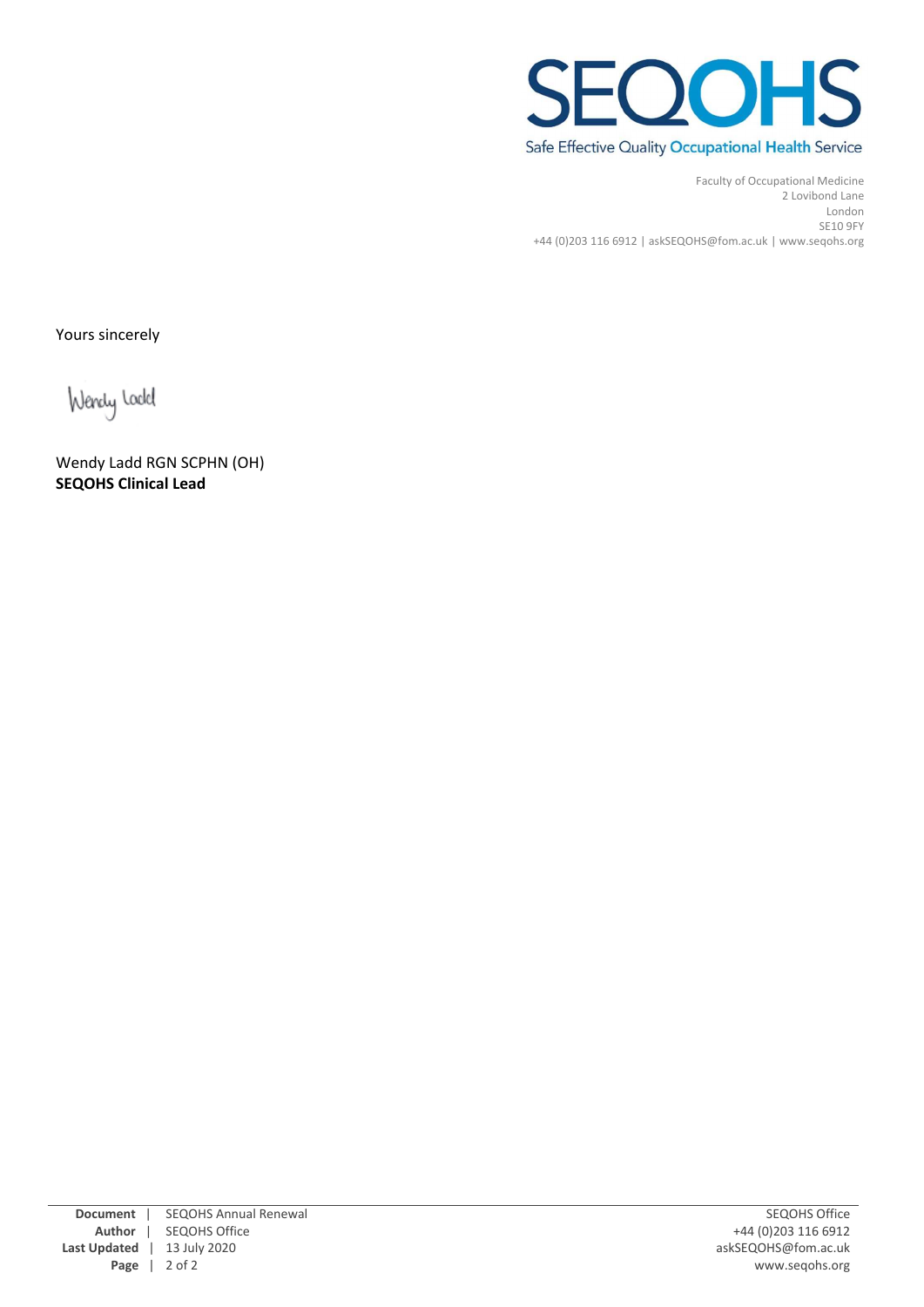Faculty of Occupational Medicine
2 Lovibond Lane
London
SE10 9FY
+44 (0)203 116 6912 | askSEQOHS@fom.ac.uk | www.seqohs.org

Yours sincerely

Wendy Ladd

Wendy Ladd RGN SCPHN (OH)
**SEQOHS Clinical Lead**